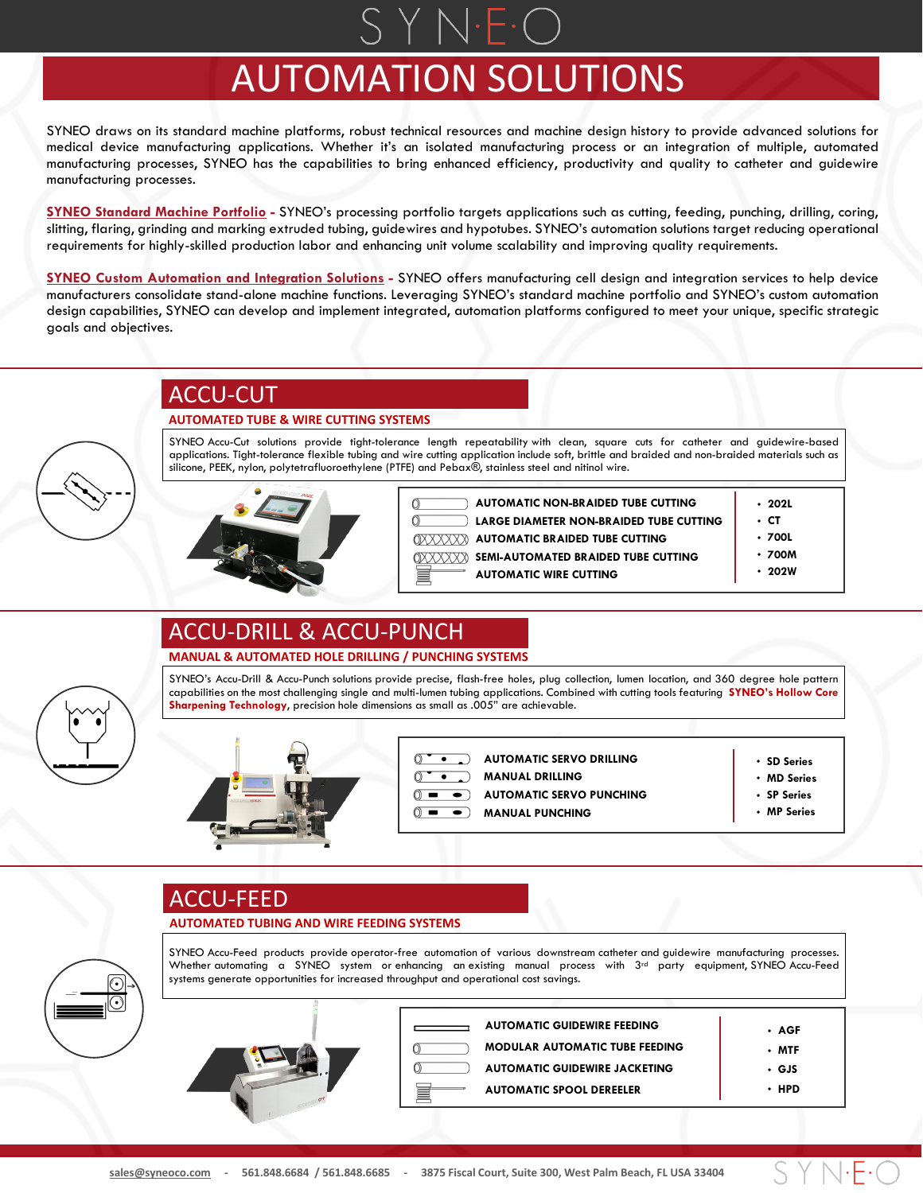# SYNEO

# AUTOMATION SOLUTIONS

SYNEO draws on its standard machine platforms, robust technical resources and machine design history to provide advanced solutions for medical device manufacturing applications. Whether it's an isolated manufacturing process or an integration of multiple, automated manufacturing processes, SYNEO has the capabilities to bring enhanced efficiency, productivity and quality to catheter and guidewire manufacturing processes.

**SYNEO Standard Machine Portfolio** - SYNEO's processing portfolio targets applications such as cutting, feeding, punching, drilling, coring, slitting, flaring, grinding and marking extruded tubing, guidewires and hypotubes. SYNEO's automation solutions target reducing operational requirements for highly-skilled production labor and enhancing unit volume scalability and improving quality requirements.

**SYNEO Custom Automation and Integration Solutions** - SYNEO offers manufacturing cell design and integration services to help device manufacturers consolidate stand-alone machine functions. Leveraging SYNEO's standard machine portfolio and SYNEO's custom automation design capabilities, SYNEO can develop and implement integrated, automation platforms configured to meet your unique, specific strategic goals and objectives.

## ACCU-CUT

### AUTOMATED TUBE & WIRE CUTTING SYSTEMS

SYNEO Accu-Cut solutions provide tight-tolerance length repeatability with clean, square cuts for catheter and guidewire-based applications. Tight-tolerance flexible tubing and wire cutting application include soft, brittle and braided and non-braided materials such as silicone, PEEK, nylon, polytetrafluoroethylene (PTFE) and Pebax®, stainless steel and nitinol wire.

| Application | Model |
| --- | --- |
| AUTOMATIC NON-BRAIDED TUBE CUTTING | 202L |
| LARGE DIAMETER NON-BRAIDED TUBE CUTTING | CT |
| AUTOMATIC BRAIDED TUBE CUTTING | 700L |
| SEMI-AUTOMATED BRAIDED TUBE CUTTING | 700M |
| AUTOMATIC WIRE CUTTING | 202W |

## ACCU-DRILL & ACCU-PUNCH

### MANUAL & AUTOMATED HOLE DRILLING / PUNCHING SYSTEMS

SYNEO's Accu-Drill & Accu-Punch solutions provide precise, flash-free holes, plug collection, lumen location, and 360 degree hole pattern capabilities on the most challenging single and multi-lumen tubing applications. Combined with cutting tools featuring **SYNEO's Hollow Core Sharpening Technology**, precision hole dimensions as small as .005" are achievable.

| Application | Model |
| --- | --- |
| AUTOMATIC SERVO DRILLING | SD Series |
| MANUAL DRILLING | MD Series |
| AUTOMATIC SERVO PUNCHING | SP Series |
| MANUAL PUNCHING | MP Series |

## ACCU-FEED

### AUTOMATED TUBING AND WIRE FEEDING SYSTEMS

SYNEO Accu-Feed products provide operator-free automation of various downstream catheter and guidewire manufacturing processes. Whether automating a SYNEO system or enhancing an existing manual process with 3rd party equipment, SYNEO Accu-Feed systems generate opportunities for increased throughput and operational cost savings.

| Application | Model |
| --- | --- |
| AUTOMATIC GUIDEWIRE FEEDING | AGF |
| MODULAR AUTOMATIC TUBE FEEDING | MTF |
| AUTOMATIC GUIDEWIRE JACKETING | GJS |
| AUTOMATIC SPOOL DEREELER | HPD |

sales@syneoco.com - 561.848.6684 / 561.848.6685 - 3875 Fiscal Court, Suite 300, West Palm Beach, FL USA 33404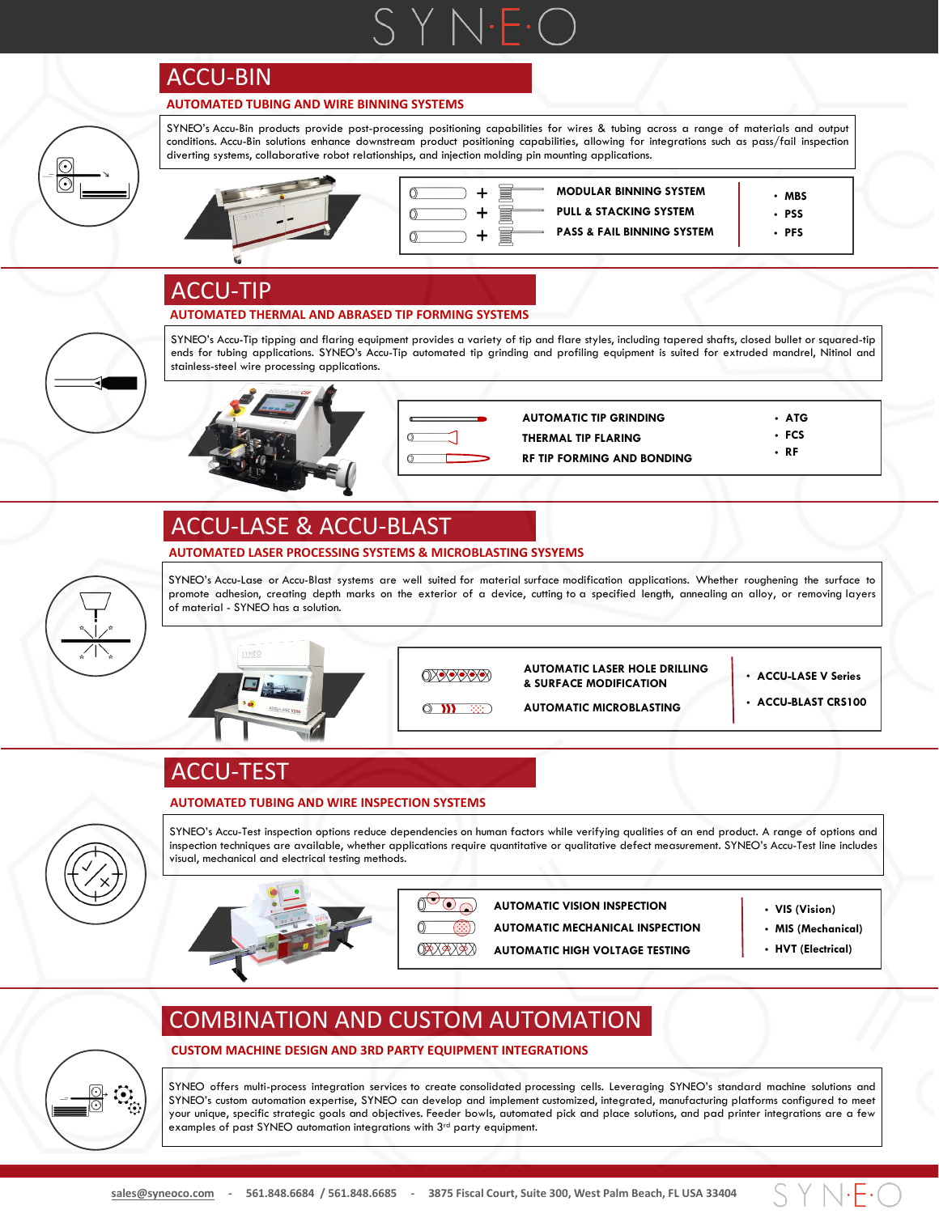# ACCU-BIN

## AUTOMATED TUBING AND WIRE BINNING SYSTEMS

SYNEO's Accu-Bin products provide post-processing positioning capabilities for wires & tubing across a range of materials and output conditions. Accu-Bin solutions enhance downstream product positioning capabilities, allowing for integrations such as pass/fail inspection diverting systems, collaborative robot relationships, and injection molding pin mounting applications.

| | |
|---|---|
| MODULAR BINNING SYSTEM | MBS |
| PULL & STACKING SYSTEM | PSS |
| PASS & FAIL BINNING SYSTEM | PFS |

# ACCU-TIP

## AUTOMATED THERMAL AND ABRASED TIP FORMING SYSTEMS

SYNEO's Accu-Tip tipping and flaring equipment provides a variety of tip and flare styles, including tapered shafts, closed bullet or squared-tip ends for tubing applications. SYNEO's Accu-Tip automated tip grinding and profiling equipment is suited for extruded mandrel, Nitinol and stainless-steel wire processing applications.

| | |
|---|---|
| AUTOMATIC TIP GRINDING | ATG |
| THERMAL TIP FLARING | FCS |
| RF TIP FORMING AND BONDING | RF |

# ACCU-LASE & ACCU-BLAST

## AUTOMATED LASER PROCESSING SYSTEMS & MICROBLASTING SYSYEMS

SYNEO's Accu-Lase or Accu-Blast systems are well suited for material surface modification applications. Whether roughening the surface to promote adhesion, creating depth marks on the exterior of a device, cutting to a specified length, annealing an alloy, or removing layers of material - SYNEO has a solution.

| | |
|---|---|
| AUTOMATIC LASER HOLE DRILLING & SURFACE MODIFICATION | ACCU-LASE V Series |
| AUTOMATIC MICROBLASTING | ACCU-BLAST CRS100 |

# ACCU-TEST

## AUTOMATED TUBING AND WIRE INSPECTION SYSTEMS

SYNEO's Accu-Test inspection options reduce dependencies on human factors while verifying qualities of an end product. A range of options and inspection techniques are available, whether applications require quantitative or qualitative defect measurement. SYNEO's Accu-Test line includes visual, mechanical and electrical testing methods.

| | |
|---|---|
| AUTOMATIC VISION INSPECTION | VIS (Vision) |
| AUTOMATIC MECHANICAL INSPECTION | MIS (Mechanical) |
| AUTOMATIC HIGH VOLTAGE TESTING | HVT (Electrical) |

# COMBINATION AND CUSTOM AUTOMATION

## CUSTOM MACHINE DESIGN AND 3RD PARTY EQUIPMENT INTEGRATIONS

SYNEO offers multi-process integration services to create consolidated processing cells. Leveraging SYNEO's standard machine solutions and SYNEO's custom automation expertise, SYNEO can develop and implement customized, integrated, manufacturing platforms configured to meet your unique, specific strategic goals and objectives. Feeder bowls, automated pick and place solutions, and pad printer integrations are a few examples of past SYNEO automation integrations with 3rd party equipment.

sales@syneoco.com - 561.848.6684 / 561.848.6685 - 3875 Fiscal Court, Suite 300, West Palm Beach, FL USA 33404